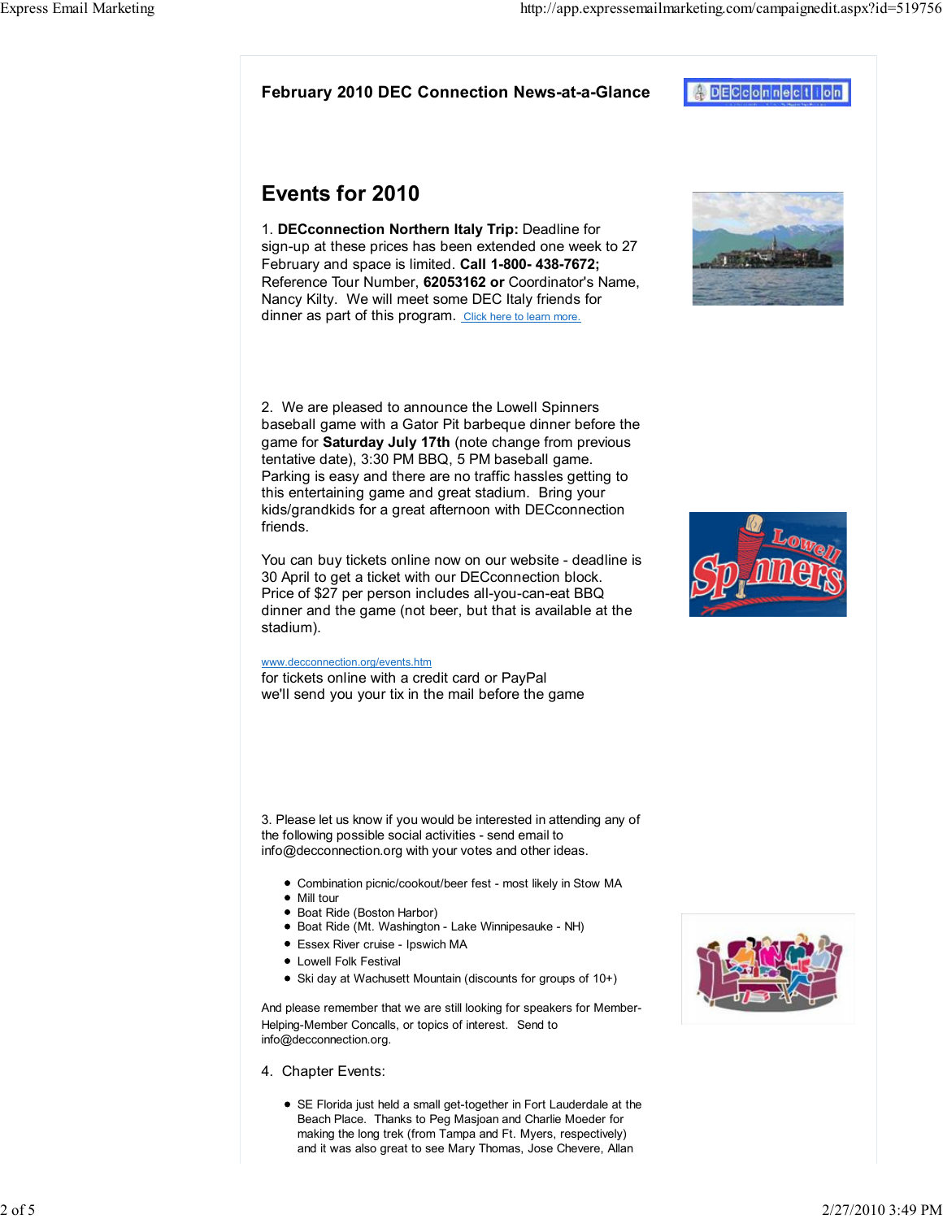**February 2010 DEC Connection News-at-a-Glance**

# Events for 2010

1. **DECconnection Northern Italy Trip:** Deadline for sign-up at these prices has been extended one week to 27 February and space is limited. **Call 1-800- 438-7672;** Reference Tour Number, **62053162 or** Coordinator's Name, Nancy Kilty. We will meet some DEC Italy friends for dinner as part of this program. Click here to learn more.

2. We are pleased to announce the Lowell Spinners baseball game with a Gator Pit barbeque dinner before the game for **Saturday July 17th** (note change from previous tentative date), 3:30 PM BBQ, 5 PM baseball game. Parking is easy and there are no traffic hassles getting to this entertaining game and great stadium. Bring your kids/grandkids for a great afternoon with DECconnection friends.

You can buy tickets online now on our website - deadline is 30 April to get a ticket with our DECconnection block. Price of $27 per person includes all-you-can-eat BBQ dinner and the game (not beer, but that is available at the stadium).

www.decconnection.org/events.htm
for tickets online with a credit card or PayPal
we'll send you your tix in the mail before the game

3. Please let us know if you would be interested in attending any of the following possible social activities - send email to info@decconnection.org with your votes and other ideas.

- Combination picnic/cookout/beer fest - most likely in Stow MA
- Mill tour
- Boat Ride (Boston Harbor)
- Boat Ride (Mt. Washington - Lake Winnipesauke - NH)
- Essex River cruise - Ipswich MA
- Lowell Folk Festival
- Ski day at Wachusett Mountain (discounts for groups of 10+)

And please remember that we are still looking for speakers for Member-Helping-Member Concalls, or topics of interest. Send to info@decconnection.org.

4. Chapter Events:

- SE Florida just held a small get-together in Fort Lauderdale at the Beach Place. Thanks to Peg Masjoan and Charlie Moeder for making the long trek (from Tampa and Ft. Myers, respectively) and it was also great to see Mary Thomas, Jose Chevere, Allan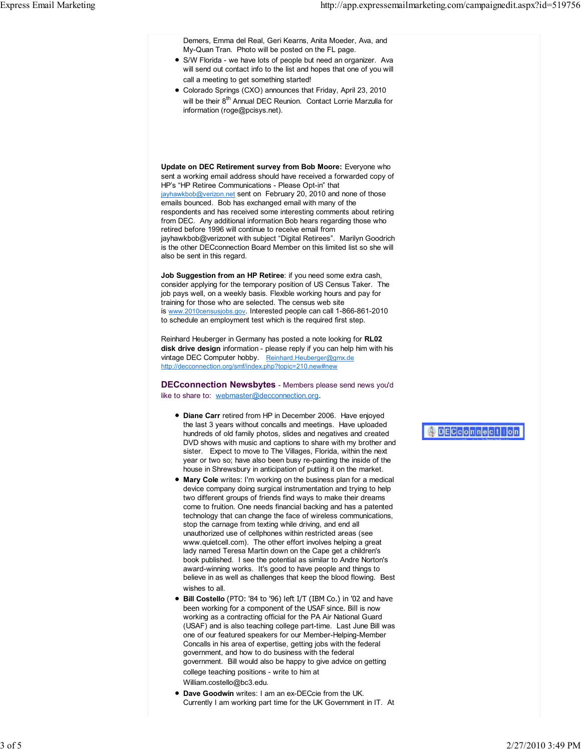Demers, Emma del Real, Geri Kearns, Anita Moeder, Ava, and My-Quan Tran. Photo will be posted on the FL page.

- S/W Florida - we have lots of people but need an organizer. Ava will send out contact info to the list and hopes that one of you will call a meeting to get something started!
- Colorado Springs (CXO) announces that Friday, April 23, 2010 will be their 8th Annual DEC Reunion. Contact Lorrie Marzulla for information (roge@pcisys.net).

**Update on DEC Retirement survey from Bob Moore:** Everyone who sent a working email address should have received a forwarded copy of HP's "HP Retiree Communications - Please Opt-in" that jayhawkbob@verizon.net sent on February 20, 2010 and none of those emails bounced. Bob has exchanged email with many of the respondents and has received some interesting comments about retiring from DEC. Any additional information Bob hears regarding those who retired before 1996 will continue to receive email from jayhawkbob@verizonet with subject "Digital Retirees". Marilyn Goodrich is the other DECconnection Board Member on this limited list so she will also be sent in this regard.

**Job Suggestion from an HP Retiree**: if you need some extra cash, consider applying for the temporary position of US Census Taker. The job pays well, on a weekly basis. Flexible working hours and pay for training for those who are selected. The census web site is www.2010censusjobs.gov. Interested people can call 1-866-861-2010 to schedule an employment test which is the required first step.

Reinhard Heuberger in Germany has posted a note looking for **RL02 disk drive design** information - please reply if you can help him with his vintage DEC Computer hobby. Reinhard.Heuberger@gmx.de
http://decconnection.org/smf/index.php?topic=210.new#new

## DECconnection Newsbytes - Members please send news you'd like to share to: webmaster@decconnection.org.

- **Diane Carr** retired from HP in December 2006. Have enjoyed the last 3 years without concalls and meetings. Have uploaded hundreds of old family photos, slides and negatives and created DVD shows with music and captions to share with my brother and sister. Expect to move to The Villages, Florida, within the next year or two so; have also been busy re-painting the inside of the house in Shrewsbury in anticipation of putting it on the market.
- **Mary Cole** writes: I'm working on the business plan for a medical device company doing surgical instrumentation and trying to help two different groups of friends find ways to make their dreams come to fruition. One needs financial backing and has a patented technology that can change the face of wireless communications, stop the carnage from texting while driving, and end all unauthorized use of cellphones within restricted areas (see www.quietcell.com). The other effort involves helping a great lady named Teresa Martin down on the Cape get a children's book published. I see the potential as similar to Andre Norton's award-winning works. It's good to have people and things to believe in as well as challenges that keep the blood flowing. Best wishes to all.
- **Bill Costello** (PTO: '84 to '96) left I/T (IBM Co.) in '02 and have been working for a component of the USAF since. Bill is now working as a contracting official for the PA Air National Guard (USAF) and is also teaching college part-time. Last June Bill was one of our featured speakers for our Member-Helping-Member Concalls in his area of expertise, getting jobs with the federal government, and how to do business with the federal government. Bill would also be happy to give advice on getting college teaching positions - write to him at William.costello@bc3.edu.
- **Dave Goodwin** writes: I am an ex-DECcie from the UK. Currently I am working part time for the UK Government in IT. At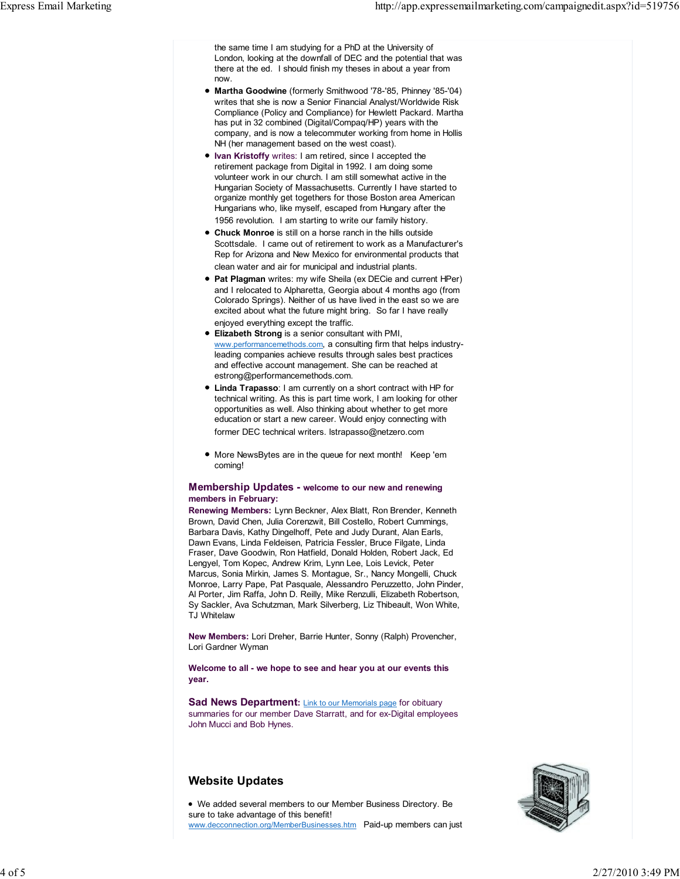the same time I am studying for a PhD at the University of London, looking at the downfall of DEC and the potential that was there at the ed. I should finish my theses in about a year from now.

- **Martha Goodwine** (formerly Smithwood '78-'85, Phinney '85-'04) writes that she is now a Senior Financial Analyst/Worldwide Risk Compliance (Policy and Compliance) for Hewlett Packard. Martha has put in 32 combined (Digital/Compaq/HP) years with the company, and is now a telecommuter working from home in Hollis NH (her management based on the west coast).
- **Ivan Kristoffy** writes: I am retired, since I accepted the retirement package from Digital in 1992. I am doing some volunteer work in our church. I am still somewhat active in the Hungarian Society of Massachusetts. Currently I have started to organize monthly get togethers for those Boston area American Hungarians who, like myself, escaped from Hungary after the 1956 revolution. I am starting to write our family history.
- **Chuck Monroe** is still on a horse ranch in the hills outside Scottsdale. I came out of retirement to work as a Manufacturer's Rep for Arizona and New Mexico for environmental products that clean water and air for municipal and industrial plants.
- **Pat Plagman** writes: my wife Sheila (ex DECie and current HPer) and I relocated to Alpharetta, Georgia about 4 months ago (from Colorado Springs). Neither of us have lived in the east so we are excited about what the future might bring. So far I have really enjoyed everything except the traffic.
- **Elizabeth Strong** is a senior consultant with PMI, www.performancemethods.com, a consulting firm that helps industry-leading companies achieve results through sales best practices and effective account management. She can be reached at estrong@performancemethods.com.
- **Linda Trapasso**: I am currently on a short contract with HP for technical writing. As this is part time work, I am looking for other opportunities as well. Also thinking about whether to get more education or start a new career. Would enjoy connecting with former DEC technical writers. lstrapasso@netzero.com
- More NewsBytes are in the queue for next month! Keep 'em coming!

## Membership Updates - welcome to our new and renewing members in February:

**Renewing Members:** Lynn Beckner, Alex Blatt, Ron Brender, Kenneth Brown, David Chen, Julia Corenzwit, Bill Costello, Robert Cummings, Barbara Davis, Kathy Dingelhoff, Pete and Judy Durant, Alan Earls, Dawn Evans, Linda Feldeisen, Patricia Fessler, Bruce Filgate, Linda Fraser, Dave Goodwin, Ron Hatfield, Donald Holden, Robert Jack, Ed Lengyel, Tom Kopec, Andrew Krim, Lynn Lee, Lois Levick, Peter Marcus, Sonia Mirkin, James S. Montague, Sr., Nancy Mongelli, Chuck Monroe, Larry Pape, Pat Pasquale, Alessandro Peruzzetto, John Pinder, Al Porter, Jim Raffa, John D. Reilly, Mike Renzulli, Elizabeth Robertson, Sy Sackler, Ava Schutzman, Mark Silverberg, Liz Thibeault, Won White, TJ Whitelaw

**New Members:** Lori Dreher, Barrie Hunter, Sonny (Ralph) Provencher, Lori Gardner Wyman

**Welcome to all - we hope to see and hear you at our events this year.**

## Sad News Department:

Link to our Memorials page for obituary summaries for our member Dave Starratt, and for ex-Digital employees John Mucci and Bob Hynes.

## Website Updates

- We added several members to our Member Business Directory. Be sure to take advantage of this benefit! www.decconnection.org/MemberBusinesses.htm Paid-up members can just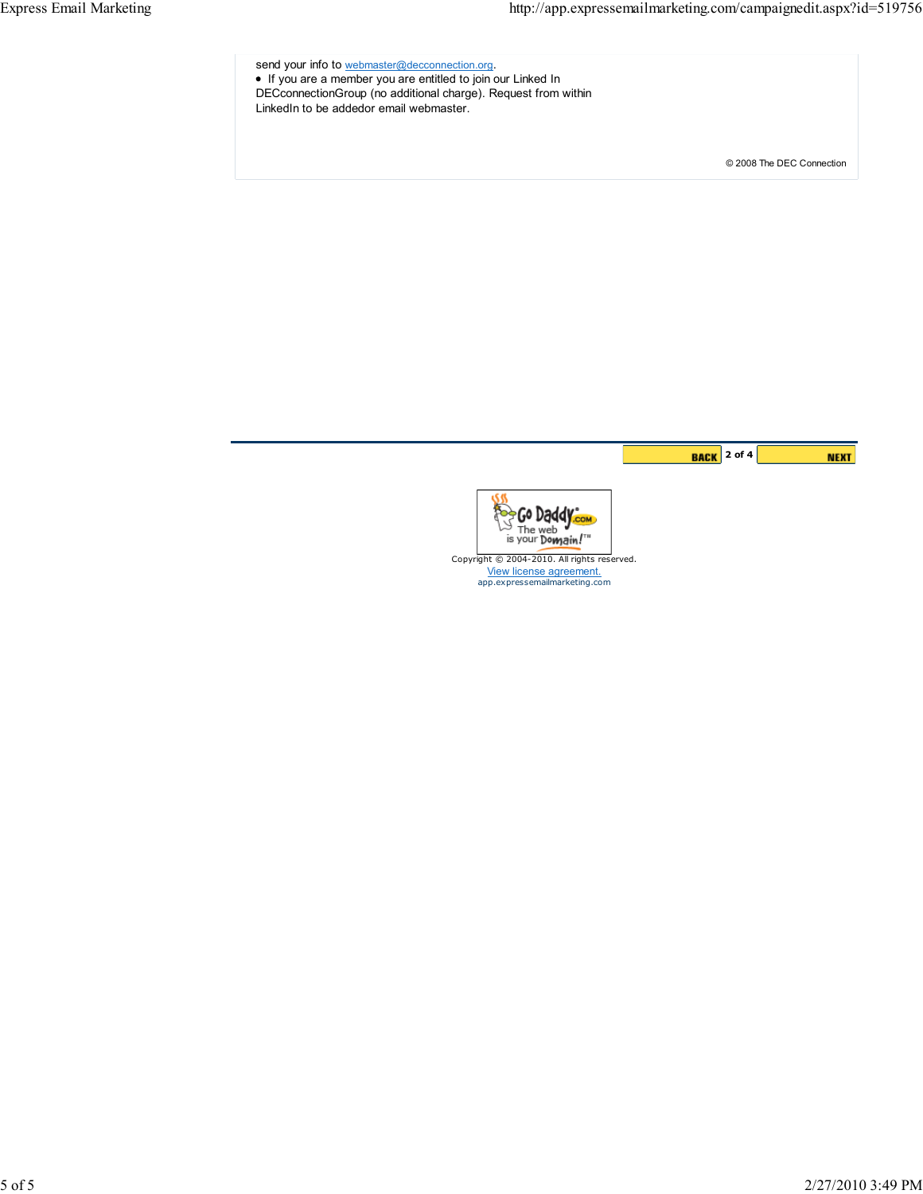send your info to webmaster@decconnection.org.

- If you are a member you are entitled to join our Linked In DECconnectionGroup (no additional charge). Request from within LinkedIn to be addedor email webmaster.

© 2008 The DEC Connection

BACK 2 of 4 NEXT

Copyright © 2004-2010. All rights reserved.
View license agreement.
app.expressemailmarketing.com